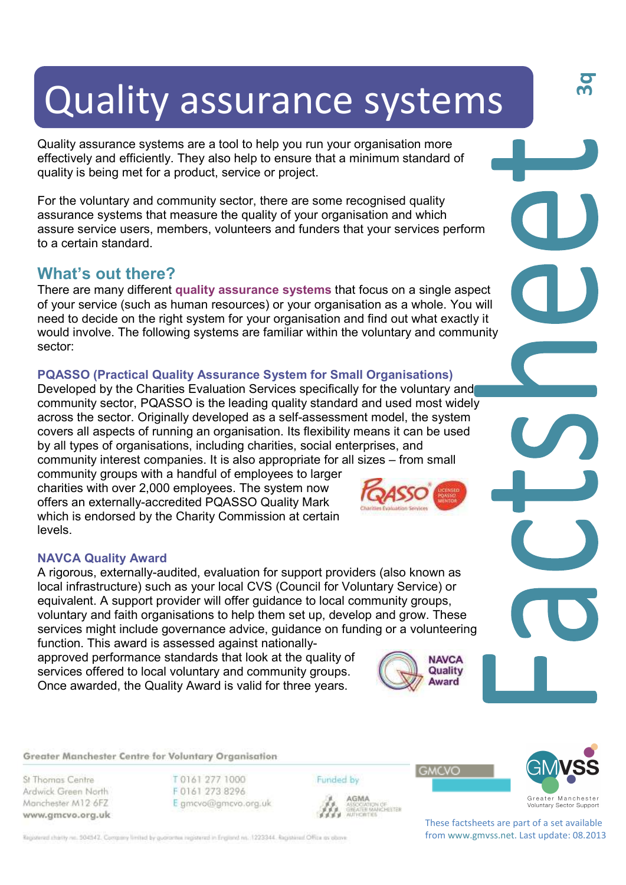# Quality assurance systems

Quality assurance systems are a tool to help you run your organisation more effectively and efficiently. They also help to ensure that a minimum standard of quality is being met for a product, service or project.

For the voluntary and community sector, there are some recognised quality assurance systems that measure the quality of your organisation and which assure service users, members, volunteers and funders that your services perform to a certain standard.

## What's out there?

There are many different **quality assurance systems** that focus on a single aspect of your service (such as human resources) or your organisation as a whole. You will need to decide on the right system for your organisation and find out what exactly it would involve. The following systems are familiar within the voluntary and community sector:

### PQASSO (Practical Quality Assurance System for Small Organisations)

Developed by the Charities Evaluation Services specifically for the voluntary and community sector, PQASSO is the leading quality standard and used most widely across the sector. Originally developed as a self-assessment model, the system covers all aspects of running an organisation. Its flexibility means it can be used by all types of organisations, including charities, social enterprises, and community interest companies. It is also appropriate for all sizes – from small community groups with a handful of employees to larger charities with over 2,000 employees. The system now offers an externally-accredited PQASSO Quality Mark which is endorsed by the Charity Commission at certain levels.

### NAVCA Quality Award

A rigorous, externally-audited, evaluation for support providers (also known as local infrastructure) such as your local CVS (Council for Voluntary Service) or equivalent. A support provider will offer guidance to local community groups, voluntary and faith organisations to help them set up, develop and grow. These services might include governance advice, guidance on funding or a volunteering function. This award is assessed against nationally-approved performance standards that look at the quality of services offered to local voluntary and community groups. Once awarded, the Quality Award is valid for three years.

Greater Manchester Centre for Voluntary Organisation

St Thomas Centre
Ardwick Green North
Manchester M12 6FZ
www.gmcvo.org.uk

T 0161 277 1000
F 0161 273 8296
E gmcvo@gmcvo.org.uk

Funded by AGMA Association of Greater Manchester Authorities

Registered charity no. 504542. Company limited by guarantee registered in England no. 1223344. Registered Office as above

These factsheets are part of a set available from www.gmvss.net. Last update: 08.2013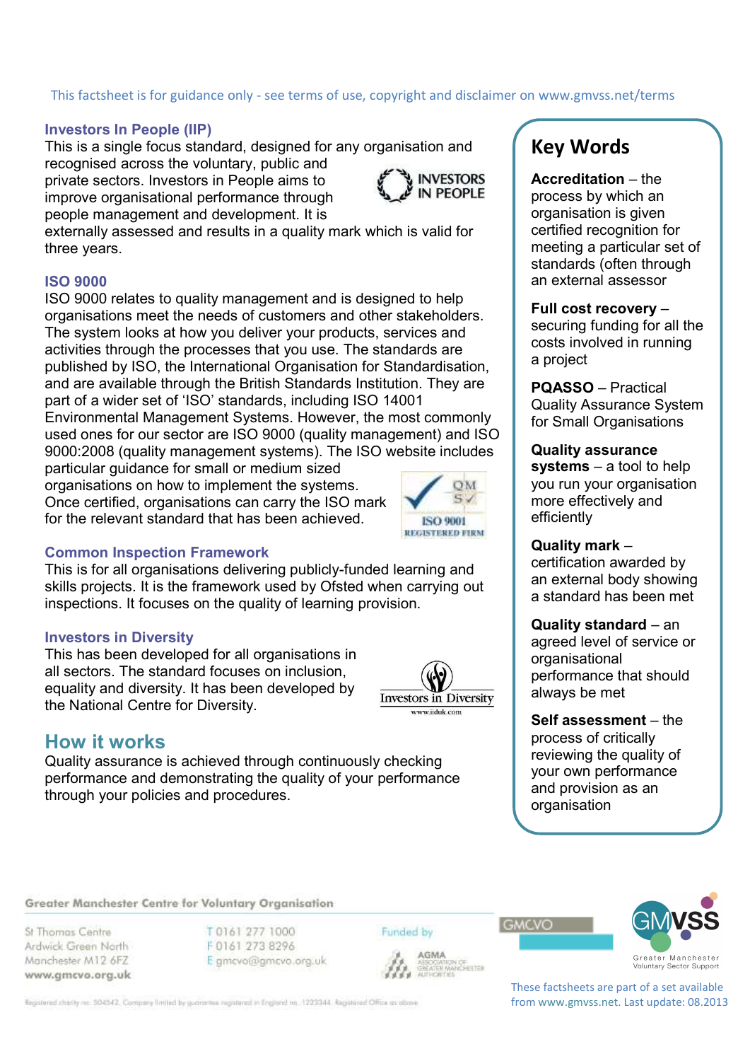This factsheet is for guidance only - see terms of use, copyright and disclaimer on www.gmvss.net/terms

### Investors In People (IIP)

This is a single focus standard, designed for any organisation and recognised across the voluntary, public and private sectors. Investors in People aims to improve organisational performance through people management and development. It is externally assessed and results in a quality mark which is valid for three years.

### ISO 9000

ISO 9000 relates to quality management and is designed to help organisations meet the needs of customers and other stakeholders. The system looks at how you deliver your products, services and activities through the processes that you use. The standards are published by ISO, the International Organisation for Standardisation, and are available through the British Standards Institution. They are part of a wider set of 'ISO' standards, including ISO 14001 Environmental Management Systems. However, the most commonly used ones for our sector are ISO 9000 (quality management) and ISO 9000:2008 (quality management systems). The ISO website includes particular guidance for small or medium sized organisations on how to implement the systems. Once certified, organisations can carry the ISO mark for the relevant standard that has been achieved.

### Common Inspection Framework

This is for all organisations delivering publicly-funded learning and skills projects. It is the framework used by Ofsted when carrying out inspections. It focuses on the quality of learning provision.

### Investors in Diversity

This has been developed for all organisations in all sectors. The standard focuses on inclusion, equality and diversity. It has been developed by the National Centre for Diversity.

## How it works

Quality assurance is achieved through continuously checking performance and demonstrating the quality of your performance through your policies and procedures.

## Key Words

**Accreditation** – the process by which an organisation is given certified recognition for meeting a particular set of standards (often through an external assessor

**Full cost recovery** – securing funding for all the costs involved in running a project

**PQASSO** – Practical Quality Assurance System for Small Organisations

**Quality assurance systems** – a tool to help you run your organisation more effectively and efficiently

**Quality mark** – certification awarded by an external body showing a standard has been met

**Quality standard** – an agreed level of service or organisational performance that should always be met

**Self assessment** – the process of critically reviewing the quality of your own performance and provision as an organisation

Greater Manchester Centre for Voluntary Organisation

St Thomas Centre
Ardwick Green North
Manchester M12 6FZ
www.gmcvo.org.uk

T 0161 277 1000
F 0161 273 8296
E gmcvo@gmcvo.org.uk

Funded by AGMA Association of Greater Manchester Authorities

Registered charity no. 504542. Company limited by guarantee registered in England no. 1223344. Registered Office as above

These factsheets are part of a set available from www.gmvss.net. Last update: 08.2013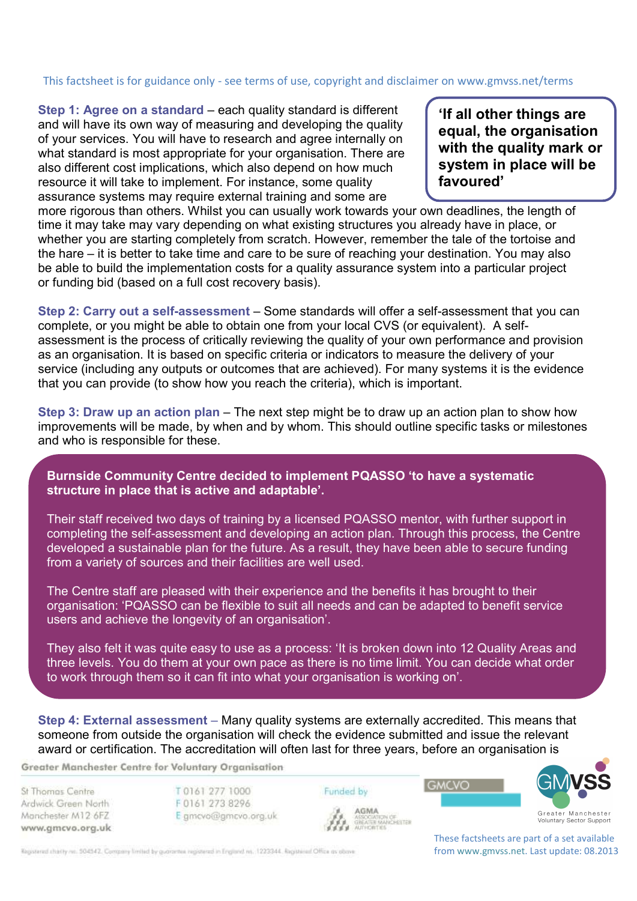This factsheet is for guidance only - see terms of use, copyright and disclaimer on www.gmvss.net/terms

**'If all other things are equal, the organisation with the quality mark or system in place will be favoured'**

**Step 1: Agree on a standard** – each quality standard is different and will have its own way of measuring and developing the quality of your services. You will have to research and agree internally on what standard is most appropriate for your organisation. There are also different cost implications, which also depend on how much resource it will take to implement. For instance, some quality assurance systems may require external training and some are more rigorous than others. Whilst you can usually work towards your own deadlines, the length of time it may take may vary depending on what existing structures you already have in place, or whether you are starting completely from scratch. However, remember the tale of the tortoise and the hare – it is better to take time and care to be sure of reaching your destination. You may also be able to build the implementation costs for a quality assurance system into a particular project or funding bid (based on a full cost recovery basis).

**Step 2: Carry out a self-assessment** – Some standards will offer a self-assessment that you can complete, or you might be able to obtain one from your local CVS (or equivalent). A self-assessment is the process of critically reviewing the quality of your own performance and provision as an organisation. It is based on specific criteria or indicators to measure the delivery of your service (including any outputs or outcomes that are achieved). For many systems it is the evidence that you can provide (to show how you reach the criteria), which is important.

**Step 3: Draw up an action plan** – The next step might be to draw up an action plan to show how improvements will be made, by when and by whom. This should outline specific tasks or milestones and who is responsible for these.

**Burnside Community Centre decided to implement PQASSO 'to have a systematic structure in place that is active and adaptable'.**

Their staff received two days of training by a licensed PQASSO mentor, with further support in completing the self-assessment and developing an action plan. Through this process, the Centre developed a sustainable plan for the future. As a result, they have been able to secure funding from a variety of sources and their facilities are well used.

The Centre staff are pleased with their experience and the benefits it has brought to their organisation: 'PQASSO can be flexible to suit all needs and can be adapted to benefit service users and achieve the longevity of an organisation'.

They also felt it was quite easy to use as a process: 'It is broken down into 12 Quality Areas and three levels. You do them at your own pace as there is no time limit. You can decide what order to work through them so it can fit into what your organisation is working on'.

**Step 4: External assessment** – Many quality systems are externally accredited. This means that someone from outside the organisation will check the evidence submitted and issue the relevant award or certification. The accreditation will often last for three years, before an organisation is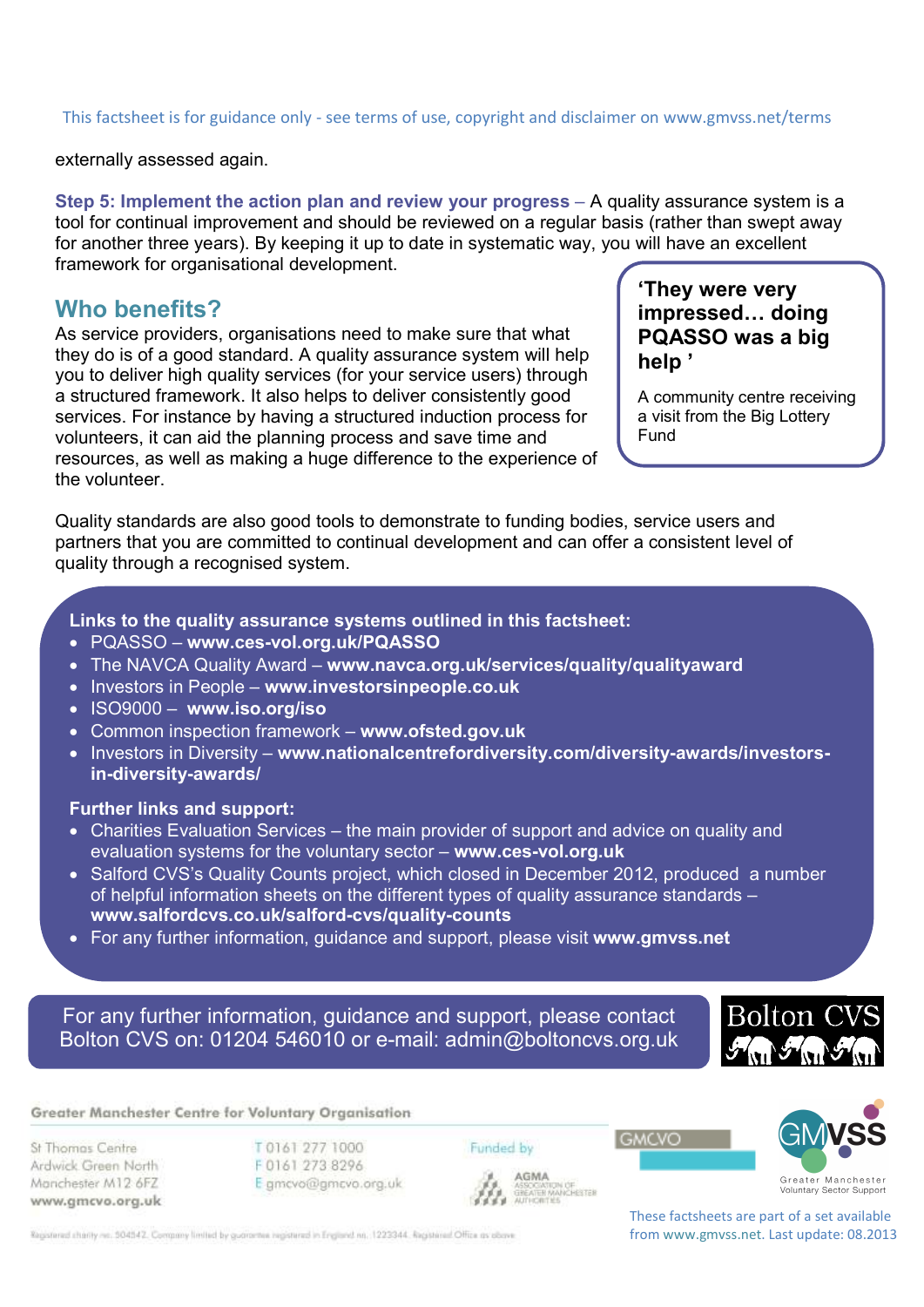externally assessed again.

**Step 5: Implement the action plan and review your progress** – A quality assurance system is a tool for continual improvement and should be reviewed on a regular basis (rather than swept away for another three years). By keeping it up to date in systematic way, you will have an excellent framework for organisational development.

## Who benefits?

As service providers, organisations need to make sure that what they do is of a good standard. A quality assurance system will help you to deliver high quality services (for your service users) through a structured framework. It also helps to deliver consistently good services. For instance by having a structured induction process for volunteers, it can aid the planning process and save time and resources, as well as making a huge difference to the experience of the volunteer.

> **'They were very impressed… doing PQASSO was a big help '**
>
> A community centre receiving a visit from the Big Lottery Fund

Quality standards are also good tools to demonstrate to funding bodies, service users and partners that you are committed to continual development and can offer a consistent level of quality through a recognised system.

**Links to the quality assurance systems outlined in this factsheet:**

- PQASSO – **www.ces-vol.org.uk/PQASSO**
- The NAVCA Quality Award – **www.navca.org.uk/services/quality/qualityaward**
- Investors in People – **www.investorsinpeople.co.uk**
- ISO9000 – **www.iso.org/iso**
- Common inspection framework – **www.ofsted.gov.uk**
- Investors in Diversity – **www.nationalcentrefordiversity.com/diversity-awards/investors-in-diversity-awards/**

**Further links and support:**

- Charities Evaluation Services – the main provider of support and advice on quality and evaluation systems for the voluntary sector – **www.ces-vol.org.uk**
- Salford CVS's Quality Counts project, which closed in December 2012, produced a number of helpful information sheets on the different types of quality assurance standards – **www.salfordcvs.co.uk/salford-cvs/quality-counts**
- For any further information, guidance and support, please visit **www.gmvss.net**

For any further information, guidance and support, please contact Bolton CVS on: 01204 546010 or e-mail: admin@boltoncvs.org.uk

Bolton CVS

Greater Manchester Centre for Voluntary Organisation

St Thomas Centre
Ardwick Green North
Manchester M12 6FZ
www.gmcvo.org.uk

T 0161 277 1000
F 0161 273 8296
E gmcvo@gmcvo.org.uk

Funded by AGMA Association of Greater Manchester Authorities

GMCVO

GMVSS Greater Manchester Voluntary Sector Support

Registered charity no. 504542. Company limited by guarantee registered in England no. 1223344. Registered Office as above

These factsheets are part of a set available from www.gmvss.net. Last update: 08.2013